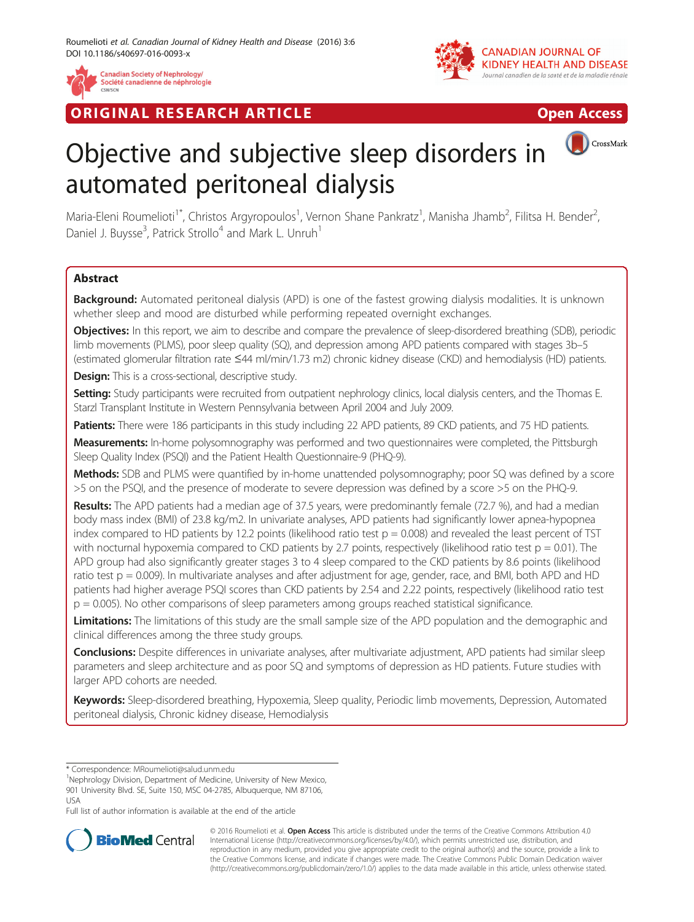ORIGINAL RESEARCH ARTICLE

Open Access

# Objective and subjective sleep disorders in automated peritoneal dialysis

Maria-Eleni Roumelioti[1*], Christos Argyropoulos[1], Vernon Shane Pankratz[1], Manisha Jhamb[2], Filitsa H. Bender[2], Daniel J. Buysse[3], Patrick Strollo[4] and Mark L. Unruh[1]

## Abstract

**Background:** Automated peritoneal dialysis (APD) is one of the fastest growing dialysis modalities. It is unknown whether sleep and mood are disturbed while performing repeated overnight exchanges.

**Objectives:** In this report, we aim to describe and compare the prevalence of sleep-disordered breathing (SDB), periodic limb movements (PLMS), poor sleep quality (SQ), and depression among APD patients compared with stages 3b–5 (estimated glomerular filtration rate ≤44 ml/min/1.73 m2) chronic kidney disease (CKD) and hemodialysis (HD) patients.

**Design:** This is a cross-sectional, descriptive study.

**Setting:** Study participants were recruited from outpatient nephrology clinics, local dialysis centers, and the Thomas E. Starzl Transplant Institute in Western Pennsylvania between April 2004 and July 2009.

**Patients:** There were 186 participants in this study including 22 APD patients, 89 CKD patients, and 75 HD patients.

**Measurements:** In-home polysomnography was performed and two questionnaires were completed, the Pittsburgh Sleep Quality Index (PSQI) and the Patient Health Questionnaire-9 (PHQ-9).

**Methods:** SDB and PLMS were quantified by in-home unattended polysomnography; poor SQ was defined by a score >5 on the PSQI, and the presence of moderate to severe depression was defined by a score >5 on the PHQ-9.

**Results:** The APD patients had a median age of 37.5 years, were predominantly female (72.7 %), and had a median body mass index (BMI) of 23.8 kg/m2. In univariate analyses, APD patients had significantly lower apnea-hypopnea index compared to HD patients by 12.2 points (likelihood ratio test $p = 0.008$) and revealed the least percent of TST with nocturnal hypoxemia compared to CKD patients by 2.7 points, respectively (likelihood ratio test $p = 0.01$). The APD group had also significantly greater stages 3 to 4 sleep compared to the CKD patients by 8.6 points (likelihood ratio test $p = 0.009$). In multivariate analyses and after adjustment for age, gender, race, and BMI, both APD and HD patients had higher average PSQI scores than CKD patients by 2.54 and 2.22 points, respectively (likelihood ratio test $p = 0.005$). No other comparisons of sleep parameters among groups reached statistical significance.

**Limitations:** The limitations of this study are the small sample size of the APD population and the demographic and clinical differences among the three study groups.

**Conclusions:** Despite differences in univariate analyses, after multivariate adjustment, APD patients had similar sleep parameters and sleep architecture and as poor SQ and symptoms of depression as HD patients. Future studies with larger APD cohorts are needed.

**Keywords:** Sleep-disordered breathing, Hypoxemia, Sleep quality, Periodic limb movements, Depression, Automated peritoneal dialysis, Chronic kidney disease, Hemodialysis

---

\* Correspondence: MRoumelioti@salud.unm.edu
[1]Nephrology Division, Department of Medicine, University of New Mexico, 901 University Blvd. SE, Suite 150, MSC 04-2785, Albuquerque, NM 87106, USA
Full list of author information is available at the end of the article

© 2016 Roumelioti et al. **Open Access** This article is distributed under the terms of the Creative Commons Attribution 4.0 International License (http://creativecommons.org/licenses/by/4.0/), which permits unrestricted use, distribution, and reproduction in any medium, provided you give appropriate credit to the original author(s) and the source, provide a link to the Creative Commons license, and indicate if changes were made. The Creative Commons Public Domain Dedication waiver (http://creativecommons.org/publicdomain/zero/1.0/) applies to the data made available in this article, unless otherwise stated.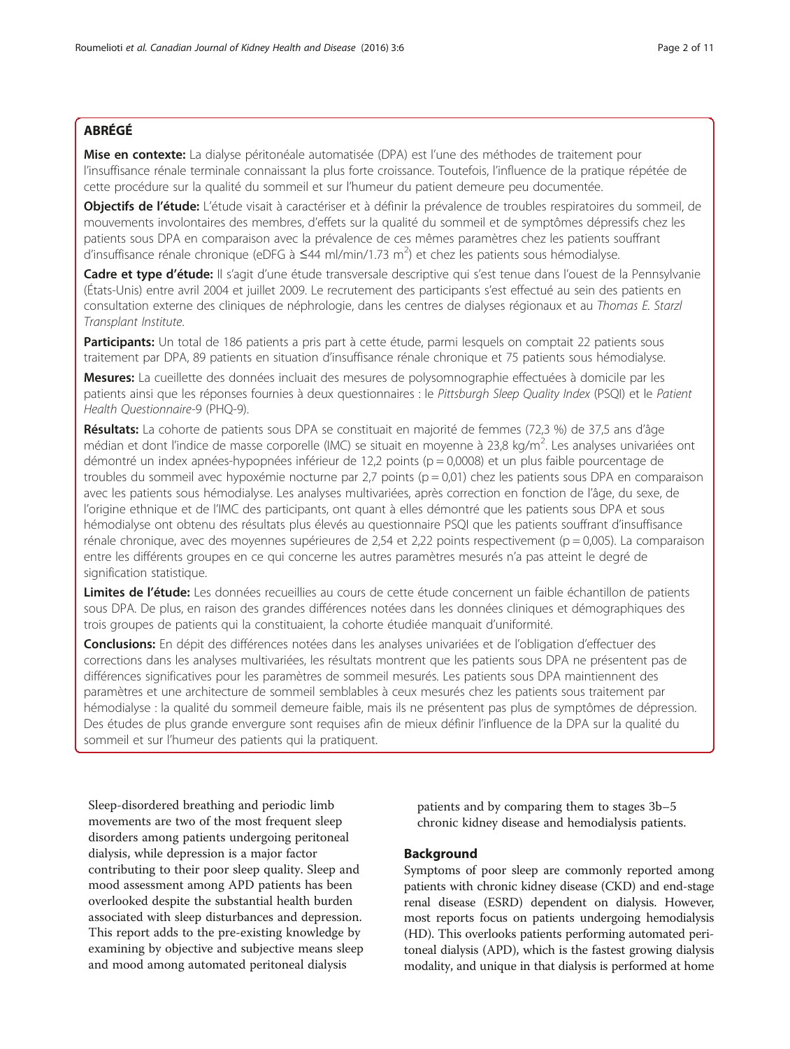## ABRÉGÉ

**Mise en contexte:** La dialyse péritonéale automatisée (DPA) est l'une des méthodes de traitement pour l'insuffisance rénale terminale connaissant la plus forte croissance. Toutefois, l'influence de la pratique répétée de cette procédure sur la qualité du sommeil et sur l'humeur du patient demeure peu documentée.

**Objectifs de l'étude:** L'étude visait à caractériser et à définir la prévalence de troubles respiratoires du sommeil, de mouvements involontaires des membres, d'effets sur la qualité du sommeil et de symptômes dépressifs chez les patients sous DPA en comparaison avec la prévalence de ces mêmes paramètres chez les patients souffrant d'insuffisance rénale chronique (eDFG à ≤44 ml/min/1.73 m$^2$) et chez les patients sous hémodialyse.

**Cadre et type d'étude:** Il s'agit d'une étude transversale descriptive qui s'est tenue dans l'ouest de la Pennsylvanie (États-Unis) entre avril 2004 et juillet 2009. Le recrutement des participants s'est effectué au sein des patients en consultation externe des cliniques de néphrologie, dans les centres de dialyses régionaux et au *Thomas E. Starzl Transplant Institute*.

**Participants:** Un total de 186 patients a pris part à cette étude, parmi lesquels on comptait 22 patients sous traitement par DPA, 89 patients en situation d'insuffisance rénale chronique et 75 patients sous hémodialyse.

**Mesures:** La cueillette des données incluait des mesures de polysomnographie effectuées à domicile par les patients ainsi que les réponses fournies à deux questionnaires : le *Pittsburgh Sleep Quality Index* (PSQI) et le *Patient Health Questionnaire-9* (PHQ-9).

**Résultats:** La cohorte de patients sous DPA se constituait en majorité de femmes (72,3 %) de 37,5 ans d'âge médian et dont l'indice de masse corporelle (IMC) se situait en moyenne à 23,8 kg/m$^2$. Les analyses univariées ont démontré un index apnées-hypopnées inférieur de 12,2 points (p = 0,0008) et un plus faible pourcentage de troubles du sommeil avec hypoxémie nocturne par 2,7 points (p = 0,01) chez les patients sous DPA en comparaison avec les patients sous hémodialyse. Les analyses multivariées, après correction en fonction de l'âge, du sexe, de l'origine ethnique et de l'IMC des participants, ont quant à elles démontré que les patients sous DPA et sous hémodialyse ont obtenu des résultats plus élevés au questionnaire PSQI que les patients souffrant d'insuffisance rénale chronique, avec des moyennes supérieures de 2,54 et 2,22 points respectivement (p = 0,005). La comparaison entre les différents groupes en ce qui concerne les autres paramètres mesurés n'a pas atteint le degré de signification statistique.

**Limites de l'étude:** Les données recueillies au cours de cette étude concernent un faible échantillon de patients sous DPA. De plus, en raison des grandes différences notées dans les données cliniques et démographiques des trois groupes de patients qui la constituaient, la cohorte étudiée manquait d'uniformité.

**Conclusions:** En dépit des différences notées dans les analyses univariées et de l'obligation d'effectuer des corrections dans les analyses multivariées, les résultats montrent que les patients sous DPA ne présentent pas de différences significatives pour les paramètres de sommeil mesurés. Les patients sous DPA maintiennent des paramètres et une architecture de sommeil semblables à ceux mesurés chez les patients sous traitement par hémodialyse : la qualité du sommeil demeure faible, mais ils ne présentent pas plus de symptômes de dépression. Des études de plus grande envergure sont requises afin de mieux définir l'influence de la DPA sur la qualité du sommeil et sur l'humeur des patients qui la pratiquent.

Sleep-disordered breathing and periodic limb movements are two of the most frequent sleep disorders among patients undergoing peritoneal dialysis, while depression is a major factor contributing to their poor sleep quality. Sleep and mood assessment among APD patients has been overlooked despite the substantial health burden associated with sleep disturbances and depression. This report adds to the pre-existing knowledge by examining by objective and subjective means sleep and mood among automated peritoneal dialysis patients and by comparing them to stages 3b–5 chronic kidney disease and hemodialysis patients.

## Background

Symptoms of poor sleep are commonly reported among patients with chronic kidney disease (CKD) and end-stage renal disease (ESRD) dependent on dialysis. However, most reports focus on patients undergoing hemodialysis (HD). This overlooks patients performing automated peritoneal dialysis (APD), which is the fastest growing dialysis modality, and unique in that dialysis is performed at home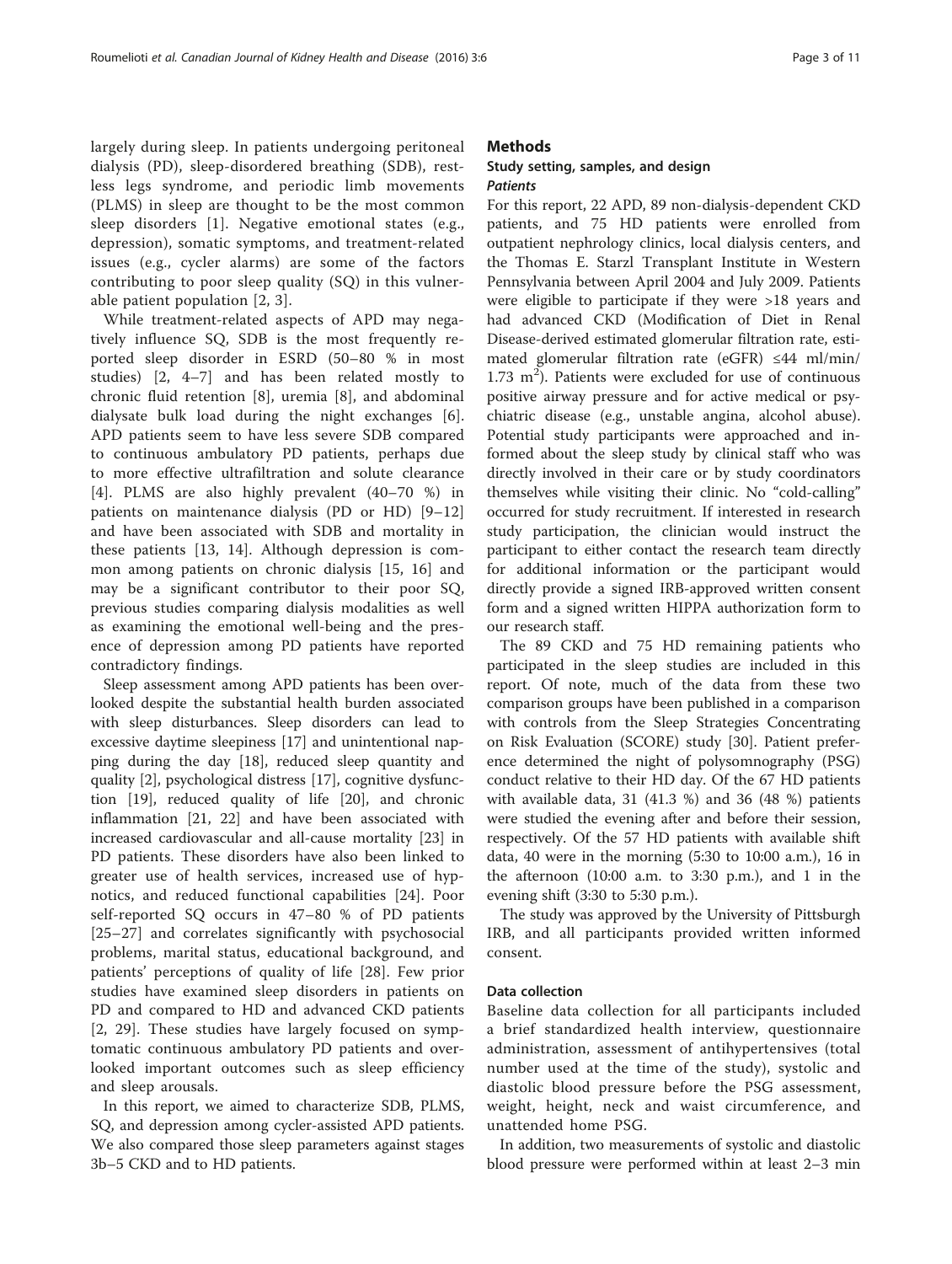largely during sleep. In patients undergoing peritoneal dialysis (PD), sleep-disordered breathing (SDB), restless legs syndrome, and periodic limb movements (PLMS) in sleep are thought to be the most common sleep disorders [1]. Negative emotional states (e.g., depression), somatic symptoms, and treatment-related issues (e.g., cycler alarms) are some of the factors contributing to poor sleep quality (SQ) in this vulnerable patient population [2, 3].

While treatment-related aspects of APD may negatively influence SQ, SDB is the most frequently reported sleep disorder in ESRD (50–80 % in most studies) [2, 4–7] and has been related mostly to chronic fluid retention [8], uremia [8], and abdominal dialysate bulk load during the night exchanges [6]. APD patients seem to have less severe SDB compared to continuous ambulatory PD patients, perhaps due to more effective ultrafiltration and solute clearance [4]. PLMS are also highly prevalent (40–70 %) in patients on maintenance dialysis (PD or HD) [9–12] and have been associated with SDB and mortality in these patients [13, 14]. Although depression is common among patients on chronic dialysis [15, 16] and may be a significant contributor to their poor SQ, previous studies comparing dialysis modalities as well as examining the emotional well-being and the presence of depression among PD patients have reported contradictory findings.

Sleep assessment among APD patients has been overlooked despite the substantial health burden associated with sleep disturbances. Sleep disorders can lead to excessive daytime sleepiness [17] and unintentional napping during the day [18], reduced sleep quantity and quality [2], psychological distress [17], cognitive dysfunction [19], reduced quality of life [20], and chronic inflammation [21, 22] and have been associated with increased cardiovascular and all-cause mortality [23] in PD patients. These disorders have also been linked to greater use of health services, increased use of hypnotics, and reduced functional capabilities [24]. Poor self-reported SQ occurs in 47–80 % of PD patients [25–27] and correlates significantly with psychosocial problems, marital status, educational background, and patients' perceptions of quality of life [28]. Few prior studies have examined sleep disorders in patients on PD and compared to HD and advanced CKD patients [2, 29]. These studies have largely focused on symptomatic continuous ambulatory PD patients and overlooked important outcomes such as sleep efficiency and sleep arousals.

In this report, we aimed to characterize SDB, PLMS, SQ, and depression among cycler-assisted APD patients. We also compared those sleep parameters against stages 3b–5 CKD and to HD patients.

## Methods

### Study setting, samples, and design

#### *Patients*

For this report, 22 APD, 89 non-dialysis-dependent CKD patients, and 75 HD patients were enrolled from outpatient nephrology clinics, local dialysis centers, and the Thomas E. Starzl Transplant Institute in Western Pennsylvania between April 2004 and July 2009. Patients were eligible to participate if they were >18 years and had advanced CKD (Modification of Diet in Renal Disease-derived estimated glomerular filtration rate, estimated glomerular filtration rate (eGFR) ≤44 ml/min/1.73 $m^2$). Patients were excluded for use of continuous positive airway pressure and for active medical or psychiatric disease (e.g., unstable angina, alcohol abuse). Potential study participants were approached and informed about the sleep study by clinical staff who was directly involved in their care or by study coordinators themselves while visiting their clinic. No "cold-calling" occurred for study recruitment. If interested in research study participation, the clinician would instruct the participant to either contact the research team directly for additional information or the participant would directly provide a signed IRB-approved written consent form and a signed written HIPPA authorization form to our research staff.

The 89 CKD and 75 HD remaining patients who participated in the sleep studies are included in this report. Of note, much of the data from these two comparison groups have been published in a comparison with controls from the Sleep Strategies Concentrating on Risk Evaluation (SCORE) study [30]. Patient preference determined the night of polysomnography (PSG) conduct relative to their HD day. Of the 67 HD patients with available data, 31 (41.3 %) and 36 (48 %) patients were studied the evening after and before their session, respectively. Of the 57 HD patients with available shift data, 40 were in the morning (5:30 to 10:00 a.m.), 16 in the afternoon (10:00 a.m. to 3:30 p.m.), and 1 in the evening shift (3:30 to 5:30 p.m.).

The study was approved by the University of Pittsburgh IRB, and all participants provided written informed consent.

### Data collection

Baseline data collection for all participants included a brief standardized health interview, questionnaire administration, assessment of antihypertensives (total number used at the time of the study), systolic and diastolic blood pressure before the PSG assessment, weight, height, neck and waist circumference, and unattended home PSG.

In addition, two measurements of systolic and diastolic blood pressure were performed within at least 2–3 min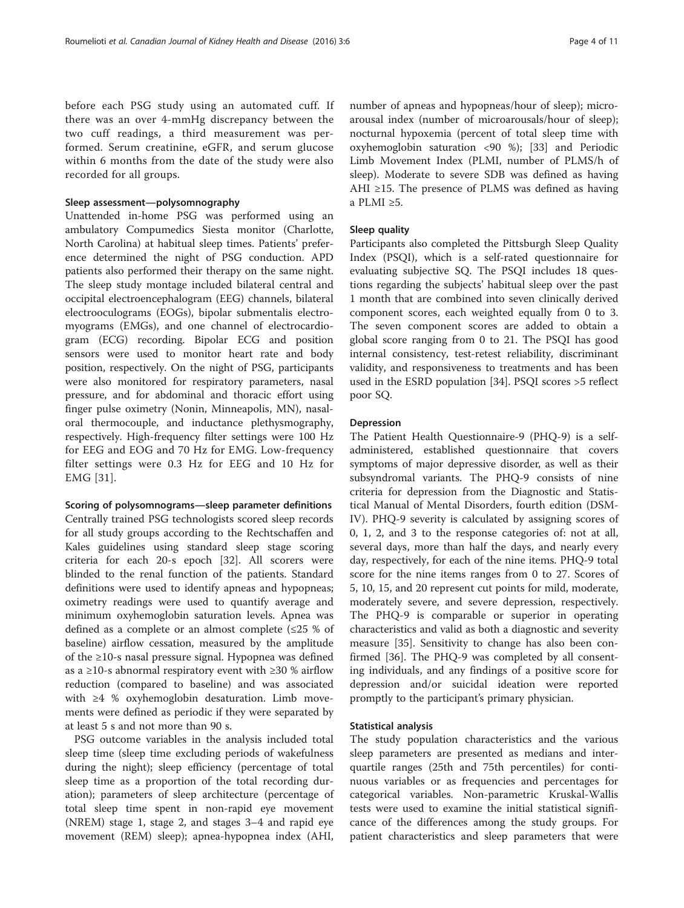before each PSG study using an automated cuff. If there was an over 4-mmHg discrepancy between the two cuff readings, a third measurement was performed. Serum creatinine, eGFR, and serum glucose within 6 months from the date of the study were also recorded for all groups.

#### Sleep assessment—polysomnography

Unattended in-home PSG was performed using an ambulatory Compumedics Siesta monitor (Charlotte, North Carolina) at habitual sleep times. Patients' preference determined the night of PSG conduction. APD patients also performed their therapy on the same night. The sleep study montage included bilateral central and occipital electroencephalogram (EEG) channels, bilateral electrooculograms (EOGs), bipolar submentalis electromyograms (EMGs), and one channel of electrocardiogram (ECG) recording. Bipolar ECG and position sensors were used to monitor heart rate and body position, respectively. On the night of PSG, participants were also monitored for respiratory parameters, nasal pressure, and for abdominal and thoracic effort using finger pulse oximetry (Nonin, Minneapolis, MN), nasal-oral thermocouple, and inductance plethysmography, respectively. High-frequency filter settings were 100 Hz for EEG and EOG and 70 Hz for EMG. Low-frequency filter settings were 0.3 Hz for EEG and 10 Hz for EMG [31].

#### Scoring of polysomnograms—sleep parameter definitions

Centrally trained PSG technologists scored sleep records for all study groups according to the Rechtschaffen and Kales guidelines using standard sleep stage scoring criteria for each 20-s epoch [32]. All scorers were blinded to the renal function of the patients. Standard definitions were used to identify apneas and hypopneas; oximetry readings were used to quantify average and minimum oxyhemoglobin saturation levels. Apnea was defined as a complete or an almost complete (≤25 % of baseline) airflow cessation, measured by the amplitude of the ≥10-s nasal pressure signal. Hypopnea was defined as a ≥10-s abnormal respiratory event with ≥30 % airflow reduction (compared to baseline) and was associated with ≥4 % oxyhemoglobin desaturation. Limb movements were defined as periodic if they were separated by at least 5 s and not more than 90 s.

PSG outcome variables in the analysis included total sleep time (sleep time excluding periods of wakefulness during the night); sleep efficiency (percentage of total sleep time as a proportion of the total recording duration); parameters of sleep architecture (percentage of total sleep time spent in non-rapid eye movement (NREM) stage 1, stage 2, and stages 3–4 and rapid eye movement (REM) sleep); apnea-hypopnea index (AHI, number of apneas and hypopneas/hour of sleep); microarousal index (number of microarousals/hour of sleep); nocturnal hypoxemia (percent of total sleep time with oxyhemoglobin saturation <90 %); [33] and Periodic Limb Movement Index (PLMI, number of PLMS/h of sleep). Moderate to severe SDB was defined as having AHI ≥15. The presence of PLMS was defined as having a PLMI ≥5.

#### Sleep quality

Participants also completed the Pittsburgh Sleep Quality Index (PSQI), which is a self-rated questionnaire for evaluating subjective SQ. The PSQI includes 18 questions regarding the subjects' habitual sleep over the past 1 month that are combined into seven clinically derived component scores, each weighted equally from 0 to 3. The seven component scores are added to obtain a global score ranging from 0 to 21. The PSQI has good internal consistency, test-retest reliability, discriminant validity, and responsiveness to treatments and has been used in the ESRD population [34]. PSQI scores >5 reflect poor SQ.

#### Depression

The Patient Health Questionnaire-9 (PHQ-9) is a self-administered, established questionnaire that covers symptoms of major depressive disorder, as well as their subsyndromal variants. The PHQ-9 consists of nine criteria for depression from the Diagnostic and Statistical Manual of Mental Disorders, fourth edition (DSM-IV). PHQ-9 severity is calculated by assigning scores of 0, 1, 2, and 3 to the response categories of: not at all, several days, more than half the days, and nearly every day, respectively, for each of the nine items. PHQ-9 total score for the nine items ranges from 0 to 27. Scores of 5, 10, 15, and 20 represent cut points for mild, moderate, moderately severe, and severe depression, respectively. The PHQ-9 is comparable or superior in operating characteristics and valid as both a diagnostic and severity measure [35]. Sensitivity to change has also been confirmed [36]. The PHQ-9 was completed by all consenting individuals, and any findings of a positive score for depression and/or suicidal ideation were reported promptly to the participant's primary physician.

#### Statistical analysis

The study population characteristics and the various sleep parameters are presented as medians and interquartile ranges (25th and 75th percentiles) for continuous variables or as frequencies and percentages for categorical variables. Non-parametric Kruskal-Wallis tests were used to examine the initial statistical significance of the differences among the study groups. For patient characteristics and sleep parameters that were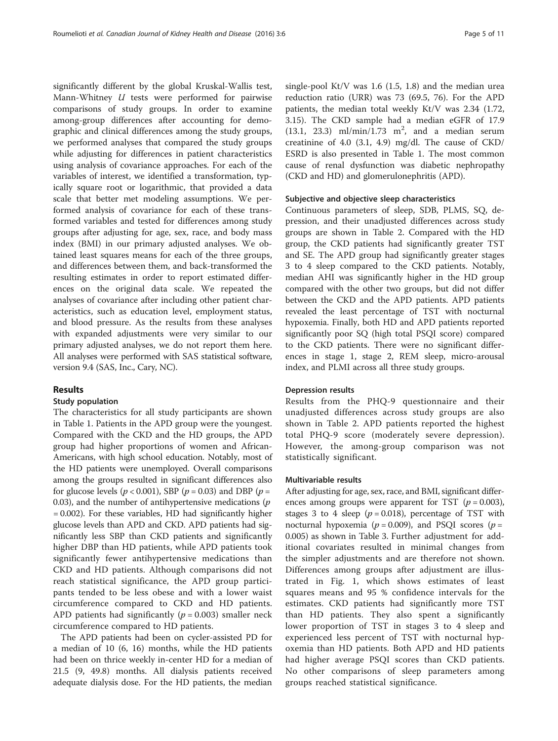significantly different by the global Kruskal-Wallis test, Mann-Whitney *U* tests were performed for pairwise comparisons of study groups. In order to examine among-group differences after accounting for demographic and clinical differences among the study groups, we performed analyses that compared the study groups while adjusting for differences in patient characteristics using analysis of covariance approaches. For each of the variables of interest, we identified a transformation, typically square root or logarithmic, that provided a data scale that better met modeling assumptions. We performed analysis of covariance for each of these transformed variables and tested for differences among study groups after adjusting for age, sex, race, and body mass index (BMI) in our primary adjusted analyses. We obtained least squares means for each of the three groups, and differences between them, and back-transformed the resulting estimates in order to report estimated differences on the original data scale. We repeated the analyses of covariance after including other patient characteristics, such as education level, employment status, and blood pressure. As the results from these analyses with expanded adjustments were very similar to our primary adjusted analyses, we do not report them here. All analyses were performed with SAS statistical software, version 9.4 (SAS, Inc., Cary, NC).

## Results

### Study population

The characteristics for all study participants are shown in Table 1. Patients in the APD group were the youngest. Compared with the CKD and the HD groups, the APD group had higher proportions of women and African-Americans, with high school education. Notably, most of the HD patients were unemployed. Overall comparisons among the groups resulted in significant differences also for glucose levels ($p < 0.001$), SBP ($p = 0.03$) and DBP ($p = 0.03$), and the number of antihypertensive medications ($p = 0.002$). For these variables, HD had significantly higher glucose levels than APD and CKD. APD patients had significantly less SBP than CKD patients and significantly higher DBP than HD patients, while APD patients took significantly fewer antihypertensive medications than CKD and HD patients. Although comparisons did not reach statistical significance, the APD group participants tended to be less obese and with a lower waist circumference compared to CKD and HD patients. APD patients had significantly ($p = 0.003$) smaller neck circumference compared to HD patients.

The APD patients had been on cycler-assisted PD for a median of 10 (6, 16) months, while the HD patients had been on thrice weekly in-center HD for a median of 21.5 (9, 49.8) months. All dialysis patients received adequate dialysis dose. For the HD patients, the median single-pool Kt/V was 1.6 (1.5, 1.8) and the median urea reduction ratio (URR) was 73 (69.5, 76). For the APD patients, the median total weekly Kt/V was 2.34 (1.72, 3.15). The CKD sample had a median eGFR of 17.9 (13.1, 23.3) ml/min/1.73 $m^2$, and a median serum creatinine of 4.0 (3.1, 4.9) mg/dl. The cause of CKD/ESRD is also presented in Table 1. The most common cause of renal dysfunction was diabetic nephropathy (CKD and HD) and glomerulonephritis (APD).

### Subjective and objective sleep characteristics

Continuous parameters of sleep, SDB, PLMS, SQ, depression, and their unadjusted differences across study groups are shown in Table 2. Compared with the HD group, the CKD patients had significantly greater TST and SE. The APD group had significantly greater stages 3 to 4 sleep compared to the CKD patients. Notably, median AHI was significantly higher in the HD group compared with the other two groups, but did not differ between the CKD and the APD patients. APD patients revealed the least percentage of TST with nocturnal hypoxemia. Finally, both HD and APD patients reported significantly poor SQ (high total PSQI score) compared to the CKD patients. There were no significant differences in stage 1, stage 2, REM sleep, micro-arousal index, and PLMI across all three study groups.

### Depression results

Results from the PHQ-9 questionnaire and their unadjusted differences across study groups are also shown in Table 2. APD patients reported the highest total PHQ-9 score (moderately severe depression). However, the among-group comparison was not statistically significant.

### Multivariable results

After adjusting for age, sex, race, and BMI, significant differences among groups were apparent for TST ($p = 0.003$), stages 3 to 4 sleep ($p = 0.018$), percentage of TST with nocturnal hypoxemia ($p = 0.009$), and PSQI scores ($p = 0.005$) as shown in Table 3. Further adjustment for additional covariates resulted in minimal changes from the simpler adjustments and are therefore not shown. Differences among groups after adjustment are illustrated in Fig. 1, which shows estimates of least squares means and 95 % confidence intervals for the estimates. CKD patients had significantly more TST than HD patients. They also spent a significantly lower proportion of TST in stages 3 to 4 sleep and experienced less percent of TST with nocturnal hypoxemia than HD patients. Both APD and HD patients had higher average PSQI scores than CKD patients. No other comparisons of sleep parameters among groups reached statistical significance.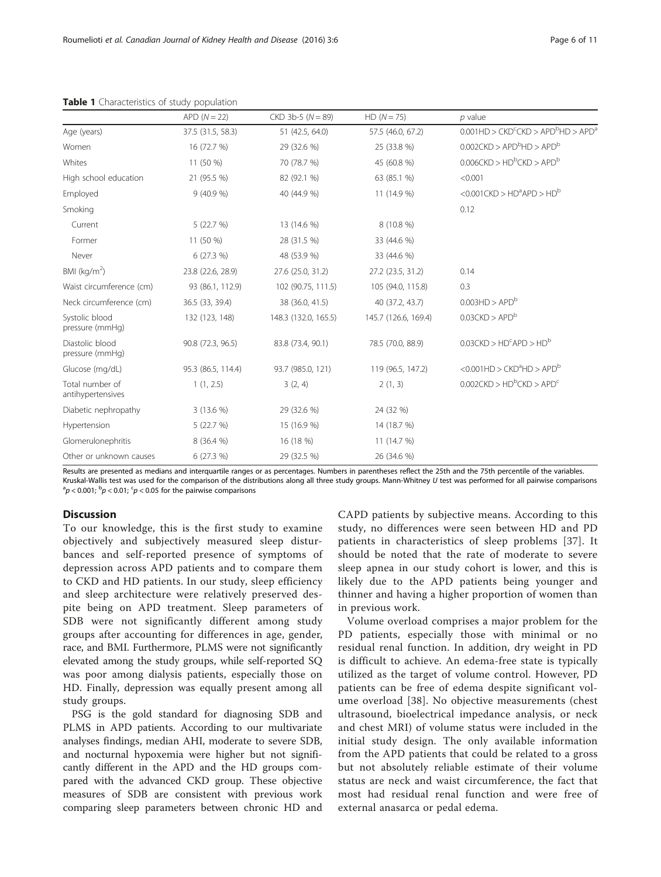**Table 1** Characteristics of study population

| | APD ($N = 22$) | CKD 3b-5 ($N = 89$) | HD ($N = 75$) | $p$ value |
|---|---|---|---|---|
| Age (years) | 37.5 (31.5, 58.3) | 51 (42.5, 64.0) | 57.5 (46.0, 67.2) | 0.001HD > CKD[c]CKD > APD[b]HD > APD[a] |
| Women | 16 (72.7 %) | 29 (32.6 %) | 25 (33.8 %) | 0.002CKD > APD[b]HD > APD[b] |
| Whites | 11 (50 %) | 70 (78.7 %) | 45 (60.8 %) | 0.006CKD > HD[b]CKD > APD[b] |
| High school education | 21 (95.5 %) | 82 (92.1 %) | 63 (85.1 %) | <0.001 |
| Employed | 9 (40.9 %) | 40 (44.9 %) | 11 (14.9 %) | <0.001CKD > HD[a]APD > HD[b] |
| Smoking | | | | 0.12 |
| Current | 5 (22.7 %) | 13 (14.6 %) | 8 (10.8 %) | |
| Former | 11 (50 %) | 28 (31.5 %) | 33 (44.6 %) | |
| Never | 6 (27.3 %) | 48 (53.9 %) | 33 (44.6 %) | |
| BMI (kg/m$^2$) | 23.8 (22.6, 28.9) | 27.6 (25.0, 31.2) | 27.2 (23.5, 31.2) | 0.14 |
| Waist circumference (cm) | 93 (86.1, 112.9) | 102 (90.75, 111.5) | 105 (94.0, 115.8) | 0.3 |
| Neck circumference (cm) | 36.5 (33, 39.4) | 38 (36.0, 41.5) | 40 (37.2, 43.7) | 0.003HD > APD[b] |
| Systolic blood pressure (mmHg) | 132 (123, 148) | 148.3 (132.0, 165.5) | 145.7 (126.6, 169.4) | 0.03CKD > APD[b] |
| Diastolic blood pressure (mmHg) | 90.8 (72.3, 96.5) | 83.8 (73.4, 90.1) | 78.5 (70.0, 88.9) | 0.03CKD > HD[c]APD > HD[b] |
| Glucose (mg/dL) | 95.3 (86.5, 114.4) | 93.7 (985.0, 121) | 119 (96.5, 147.2) | <0.001HD > CKD[a]HD > APD[b] |
| Total number of antihypertensives | 1 (1, 2.5) | 3 (2, 4) | 2 (1, 3) | 0.002CKD > HD[b]CKD > APD[c] |
| Diabetic nephropathy | 3 (13.6 %) | 29 (32.6 %) | 24 (32 %) | |
| Hypertension | 5 (22.7 %) | 15 (16.9 %) | 14 (18.7 %) | |
| Glomerulonephritis | 8 (36.4 %) | 16 (18 %) | 11 (14.7 %) | |
| Other or unknown causes | 6 (27.3 %) | 29 (32.5 %) | 26 (34.6 %) | |

Results are presented as medians and interquartile ranges or as percentages. Numbers in parentheses reflect the 25th and the 75th percentile of the variables. Kruskal-Wallis test was used for the comparison of the distributions along all three study groups. Mann-Whitney *U* test was performed for all pairwise comparisons
[a]$p < 0.001$; [b]$p < 0.01$; [c]$p < 0.05$ for the pairwise comparisons

## Discussion

To our knowledge, this is the first study to examine objectively and subjectively measured sleep disturbances and self-reported presence of symptoms of depression across APD patients and to compare them to CKD and HD patients. In our study, sleep efficiency and sleep architecture were relatively preserved despite being on APD treatment. Sleep parameters of SDB were not significantly different among study groups after accounting for differences in age, gender, race, and BMI. Furthermore, PLMS were not significantly elevated among the study groups, while self-reported SQ was poor among dialysis patients, especially those on HD. Finally, depression was equally present among all study groups.

PSG is the gold standard for diagnosing SDB and PLMS in APD patients. According to our multivariate analyses findings, median AHI, moderate to severe SDB, and nocturnal hypoxemia were higher but not significantly different in the APD and the HD groups compared with the advanced CKD group. These objective measures of SDB are consistent with previous work comparing sleep parameters between chronic HD and CAPD patients by subjective means. According to this study, no differences were seen between HD and PD patients in characteristics of sleep problems [37]. It should be noted that the rate of moderate to severe sleep apnea in our study cohort is lower, and this is likely due to the APD patients being younger and thinner and having a higher proportion of women than in previous work.

Volume overload comprises a major problem for the PD patients, especially those with minimal or no residual renal function. In addition, dry weight in PD is difficult to achieve. An edema-free state is typically utilized as the target of volume control. However, PD patients can be free of edema despite significant volume overload [38]. No objective measurements (chest ultrasound, bioelectrical impedance analysis, or neck and chest MRI) of volume status were included in the initial study design. The only available information from the APD patients that could be related to a gross but not absolutely reliable estimate of their volume status are neck and waist circumference, the fact that most had residual renal function and were free of external anasarca or pedal edema.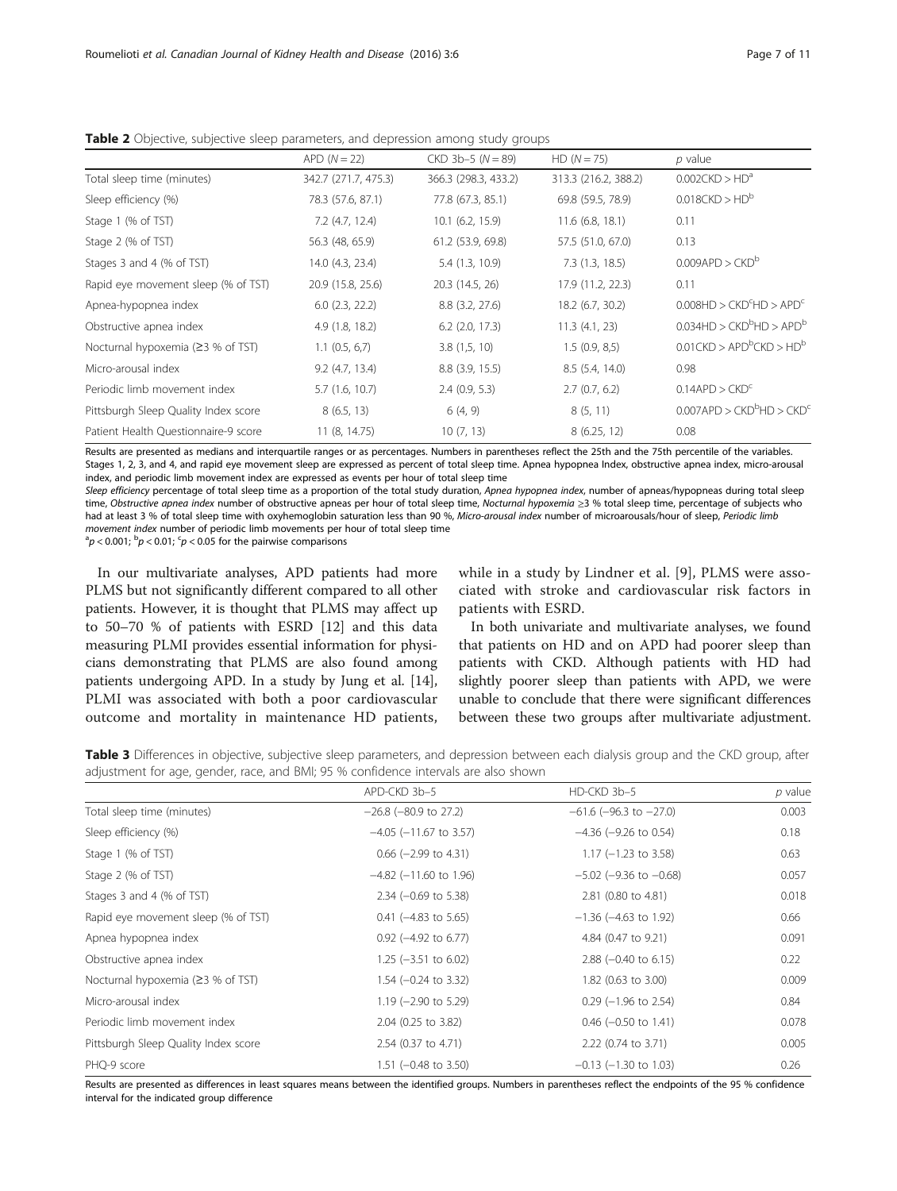**Table 2** Objective, subjective sleep parameters, and depression among study groups

| | APD ($N = 22$) | CKD 3b–5 ($N = 89$) | HD ($N = 75$) | $p$ value |
|---|---|---|---|---|
| Total sleep time (minutes) | 342.7 (271.7, 475.3) | 366.3 (298.3, 433.2) | 313.3 (216.2, 388.2) | 0.002CKD > HD[a] |
| Sleep efficiency (%) | 78.3 (57.6, 87.1) | 77.8 (67.3, 85.1) | 69.8 (59.5, 78.9) | 0.018CKD > HD[b] |
| Stage 1 (% of TST) | 7.2 (4.7, 12.4) | 10.1 (6.2, 15.9) | 11.6 (6.8, 18.1) | 0.11 |
| Stage 2 (% of TST) | 56.3 (48, 65.9) | 61.2 (53.9, 69.8) | 57.5 (51.0, 67.0) | 0.13 |
| Stages 3 and 4 (% of TST) | 14.0 (4.3, 23.4) | 5.4 (1.3, 10.9) | 7.3 (1.3, 18.5) | 0.009APD > CKD[b] |
| Rapid eye movement sleep (% of TST) | 20.9 (15.8, 25.6) | 20.3 (14.5, 26) | 17.9 (11.2, 22.3) | 0.11 |
| Apnea-hypopnea index | 6.0 (2.3, 22.2) | 8.8 (3.2, 27.6) | 18.2 (6.7, 30.2) | 0.008HD > CKD[c]HD > APD[c] |
| Obstructive apnea index | 4.9 (1.8, 18.2) | 6.2 (2.0, 17.3) | 11.3 (4.1, 23) | 0.034HD > CKD[b]HD > APD[b] |
| Nocturnal hypoxemia (≥3 % of TST) | 1.1 (0.5, 6,7) | 3.8 (1,5, 10) | 1.5 (0.9, 8,5) | 0.01CKD > APD[b]CKD > HD[b] |
| Micro-arousal index | 9.2 (4.7, 13.4) | 8.8 (3.9, 15.5) | 8.5 (5.4, 14.0) | 0.98 |
| Periodic limb movement index | 5.7 (1.6, 10.7) | 2.4 (0.9, 5.3) | 2.7 (0.7, 6.2) | 0.14APD > CKD[c] |
| Pittsburgh Sleep Quality Index score | 8 (6.5, 13) | 6 (4, 9) | 8 (5, 11) | 0.007APD > CKD[b]HD > CKD[c] |
| Patient Health Questionnaire-9 score | 11 (8, 14.75) | 10 (7, 13) | 8 (6.25, 12) | 0.08 |

Results are presented as medians and interquartile ranges or as percentages. Numbers in parentheses reflect the 25th and the 75th percentile of the variables. Stages 1, 2, 3, and 4, and rapid eye movement sleep are expressed as percent of total sleep time. Apnea hypopnea Index, obstructive apnea index, micro-arousal index, and periodic limb movement index are expressed as events per hour of total sleep time

*Sleep efficiency* percentage of total sleep time as a proportion of the total study duration, *Apnea hypopnea index*, number of apneas/hypopneas during total sleep time, *Obstructive apnea index* number of obstructive apneas per hour of total sleep time, *Nocturnal hypoxemia* ≥3 % total sleep time, percentage of subjects who had at least 3 % of total sleep time with oxyhemoglobin saturation less than 90 %, *Micro-arousal index* number of microarousals/hour of sleep, *Periodic limb movement index* number of periodic limb movements per hour of total sleep time

[a]$p < 0.001$; [b]$p < 0.01$; [c]$p < 0.05$ for the pairwise comparisons

In our multivariate analyses, APD patients had more PLMS but not significantly different compared to all other patients. However, it is thought that PLMS may affect up to 50–70 % of patients with ESRD [12] and this data measuring PLMI provides essential information for physicians demonstrating that PLMS are also found among patients undergoing APD. In a study by Jung et al. [14], PLMI was associated with both a poor cardiovascular outcome and mortality in maintenance HD patients, while in a study by Lindner et al. [9], PLMS were associated with stroke and cardiovascular risk factors in patients with ESRD.

In both univariate and multivariate analyses, we found that patients on HD and on APD had poorer sleep than patients with CKD. Although patients with HD had slightly poorer sleep than patients with APD, we were unable to conclude that there were significant differences between these two groups after multivariate adjustment.

**Table 3** Differences in objective, subjective sleep parameters, and depression between each dialysis group and the CKD group, after adjustment for age, gender, race, and BMI; 95 % confidence intervals are also shown

| | APD-CKD 3b–5 | HD-CKD 3b–5 | $p$ value |
|---|---|---|---|
| Total sleep time (minutes) | −26.8 (−80.9 to 27.2) | −61.6 (−96.3 to −27.0) | 0.003 |
| Sleep efficiency (%) | −4.05 (−11.67 to 3.57) | −4.36 (−9.26 to 0.54) | 0.18 |
| Stage 1 (% of TST) | 0.66 (−2.99 to 4.31) | 1.17 (−1.23 to 3.58) | 0.63 |
| Stage 2 (% of TST) | −4.82 (−11.60 to 1.96) | −5.02 (−9.36 to −0.68) | 0.057 |
| Stages 3 and 4 (% of TST) | 2.34 (−0.69 to 5.38) | 2.81 (0.80 to 4.81) | 0.018 |
| Rapid eye movement sleep (% of TST) | 0.41 (−4.83 to 5.65) | −1.36 (−4.63 to 1.92) | 0.66 |
| Apnea hypopnea index | 0.92 (−4.92 to 6.77) | 4.84 (0.47 to 9.21) | 0.091 |
| Obstructive apnea index | 1.25 (−3.51 to 6.02) | 2.88 (−0.40 to 6.15) | 0.22 |
| Nocturnal hypoxemia (≥3 % of TST) | 1.54 (−0.24 to 3.32) | 1.82 (0.63 to 3.00) | 0.009 |
| Micro-arousal index | 1.19 (−2.90 to 5.29) | 0.29 (−1.96 to 2.54) | 0.84 |
| Periodic limb movement index | 2.04 (0.25 to 3.82) | 0.46 (−0.50 to 1.41) | 0.078 |
| Pittsburgh Sleep Quality Index score | 2.54 (0.37 to 4.71) | 2.22 (0.74 to 3.71) | 0.005 |
| PHQ-9 score | 1.51 (−0.48 to 3.50) | −0.13 (−1.30 to 1.03) | 0.26 |

Results are presented as differences in least squares means between the identified groups. Numbers in parentheses reflect the endpoints of the 95 % confidence interval for the indicated group difference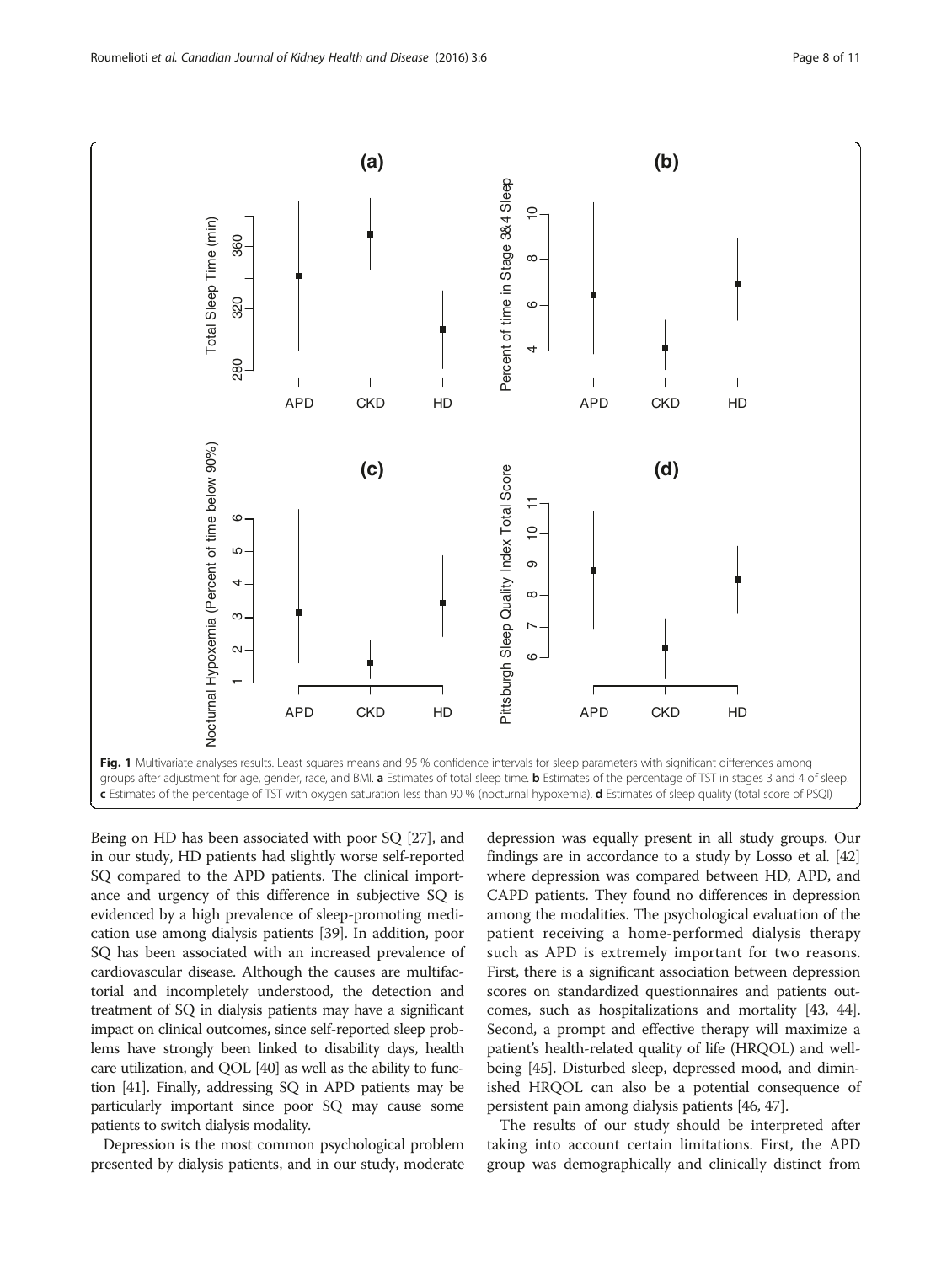**Fig. 1** Multivariate analyses results. Least squares means and 95 % confidence intervals for sleep parameters with significant differences among groups after adjustment for age, gender, race, and BMI. **a** Estimates of total sleep time. **b** Estimates of the percentage of TST in stages 3 and 4 of sleep. **c** Estimates of the percentage of TST with oxygen saturation less than 90 % (nocturnal hypoxemia). **d** Estimates of sleep quality (total score of PSQI)

Being on HD has been associated with poor SQ [27], and in our study, HD patients had slightly worse self-reported SQ compared to the APD patients. The clinical importance and urgency of this difference in subjective SQ is evidenced by a high prevalence of sleep-promoting medication use among dialysis patients [39]. In addition, poor SQ has been associated with an increased prevalence of cardiovascular disease. Although the causes are multifactorial and incompletely understood, the detection and treatment of SQ in dialysis patients may have a significant impact on clinical outcomes, since self-reported sleep problems have strongly been linked to disability days, health care utilization, and QOL [40] as well as the ability to function [41]. Finally, addressing SQ in APD patients may be particularly important since poor SQ may cause some patients to switch dialysis modality.

Depression is the most common psychological problem presented by dialysis patients, and in our study, moderate depression was equally present in all study groups. Our findings are in accordance to a study by Losso et al. [42] where depression was compared between HD, APD, and CAPD patients. They found no differences in depression among the modalities. The psychological evaluation of the patient receiving a home-performed dialysis therapy such as APD is extremely important for two reasons. First, there is a significant association between depression scores on standardized questionnaires and patients outcomes, such as hospitalizations and mortality [43, 44]. Second, a prompt and effective therapy will maximize a patient's health-related quality of life (HRQOL) and well-being [45]. Disturbed sleep, depressed mood, and diminished HRQOL can also be a potential consequence of persistent pain among dialysis patients [46, 47].

The results of our study should be interpreted after taking into account certain limitations. First, the APD group was demographically and clinically distinct from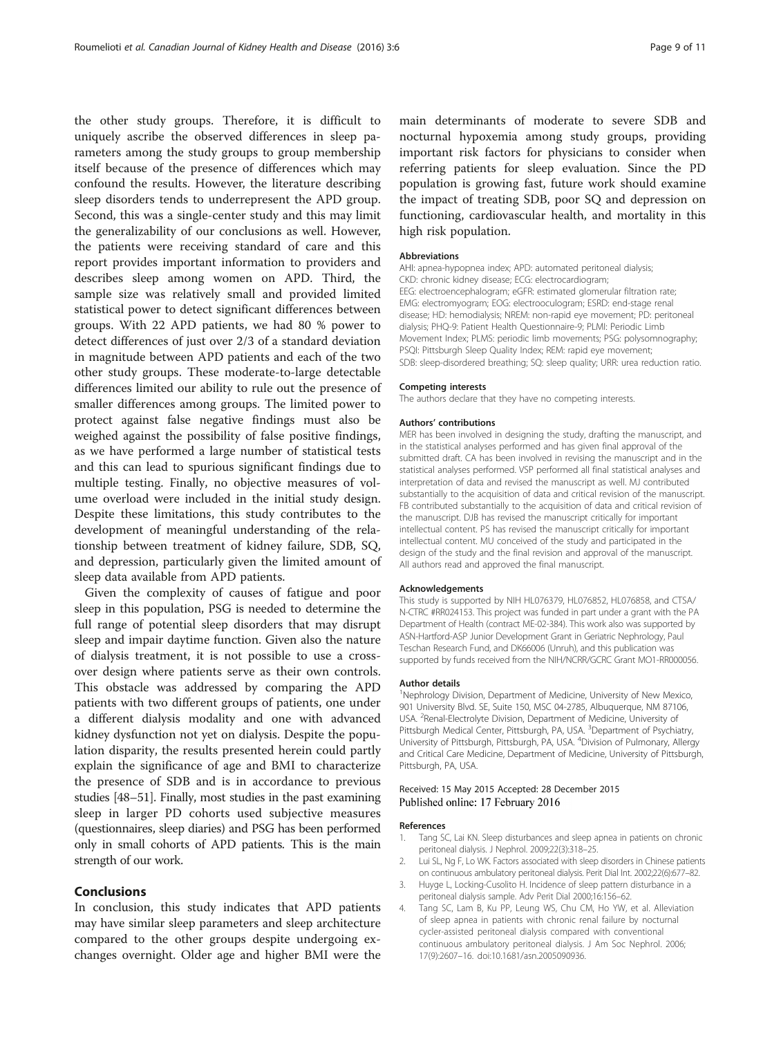the other study groups. Therefore, it is difficult to uniquely ascribe the observed differences in sleep parameters among the study groups to group membership itself because of the presence of differences which may confound the results. However, the literature describing sleep disorders tends to underrepresent the APD group. Second, this was a single-center study and this may limit the generalizability of our conclusions as well. However, the patients were receiving standard of care and this report provides important information to providers and describes sleep among women on APD. Third, the sample size was relatively small and provided limited statistical power to detect significant differences between groups. With 22 APD patients, we had 80 % power to detect differences of just over 2/3 of a standard deviation in magnitude between APD patients and each of the two other study groups. These moderate-to-large detectable differences limited our ability to rule out the presence of smaller differences among groups. The limited power to protect against false negative findings must also be weighed against the possibility of false positive findings, as we have performed a large number of statistical tests and this can lead to spurious significant findings due to multiple testing. Finally, no objective measures of volume overload were included in the initial study design. Despite these limitations, this study contributes to the development of meaningful understanding of the relationship between treatment of kidney failure, SDB, SQ, and depression, particularly given the limited amount of sleep data available from APD patients.

Given the complexity of causes of fatigue and poor sleep in this population, PSG is needed to determine the full range of potential sleep disorders that may disrupt sleep and impair daytime function. Given also the nature of dialysis treatment, it is not possible to use a crossover design where patients serve as their own controls. This obstacle was addressed by comparing the APD patients with two different groups of patients, one under a different dialysis modality and one with advanced kidney dysfunction not yet on dialysis. Despite the population disparity, the results presented herein could partly explain the significance of age and BMI to characterize the presence of SDB and is in accordance to previous studies [48–51]. Finally, most studies in the past examining sleep in larger PD cohorts used subjective measures (questionnaires, sleep diaries) and PSG has been performed only in small cohorts of APD patients. This is the main strength of our work.

## Conclusions

In conclusion, this study indicates that APD patients may have similar sleep parameters and sleep architecture compared to the other groups despite undergoing exchanges overnight. Older age and higher BMI were the main determinants of moderate to severe SDB and nocturnal hypoxemia among study groups, providing important risk factors for physicians to consider when referring patients for sleep evaluation. Since the PD population is growing fast, future work should examine the impact of treating SDB, poor SQ and depression on functioning, cardiovascular health, and mortality in this high risk population.

#### Abbreviations

AHI: apnea-hypopnea index; APD: automated peritoneal dialysis; CKD: chronic kidney disease; ECG: electrocardiogram; EEG: electroencephalogram; eGFR: estimated glomerular filtration rate; EMG: electromyogram; EOG: electrooculogram; ESRD: end-stage renal disease; HD: hemodialysis; NREM: non-rapid eye movement; PD: peritoneal dialysis; PHQ-9: Patient Health Questionnaire-9; PLMI: Periodic Limb Movement Index; PLMS: periodic limb movements; PSG: polysomnography; PSQI: Pittsburgh Sleep Quality Index; REM: rapid eye movement; SDB: sleep-disordered breathing; SQ: sleep quality; URR: urea reduction ratio.

#### Competing interests

The authors declare that they have no competing interests.

#### Authors' contributions

MER has been involved in designing the study, drafting the manuscript, and in the statistical analyses performed and has given final approval of the submitted draft. CA has been involved in revising the manuscript and in the statistical analyses performed. VSP performed all final statistical analyses and interpretation of data and revised the manuscript as well. MJ contributed substantially to the acquisition of data and critical revision of the manuscript. FB contributed substantially to the acquisition of data and critical revision of the manuscript. DJB has revised the manuscript critically for important intellectual content. PS has revised the manuscript critically for important intellectual content. MU conceived of the study and participated in the design of the study and the final revision and approval of the manuscript. All authors read and approved the final manuscript.

#### Acknowledgements

This study is supported by NIH HL076379, HL076852, HL076858, and CTSA/N-CTRC #RR024153. This project was funded in part under a grant with the PA Department of Health (contract ME-02-384). This work also was supported by ASN-Hartford-ASP Junior Development Grant in Geriatric Nephrology, Paul Teschan Research Fund, and DK66006 (Unruh), and this publication was supported by funds received from the NIH/NCRR/GCRC Grant MO1-RR000056.

#### Author details

[1]Nephrology Division, Department of Medicine, University of New Mexico, 901 University Blvd. SE, Suite 150, MSC 04-2785, Albuquerque, NM 87106, USA. [2]Renal-Electrolyte Division, Department of Medicine, University of Pittsburgh Medical Center, Pittsburgh, PA, USA. [3]Department of Psychiatry, University of Pittsburgh, Pittsburgh, PA, USA. [4]Division of Pulmonary, Allergy and Critical Care Medicine, Department of Medicine, University of Pittsburgh, Pittsburgh, PA, USA.

Received: 15 May 2015 Accepted: 28 December 2015
Published online: 17 February 2016

#### References

1. Tang SC, Lai KN. Sleep disturbances and sleep apnea in patients on chronic peritoneal dialysis. J Nephrol. 2009;22(3):318–25.
2. Lui SL, Ng F, Lo WK. Factors associated with sleep disorders in Chinese patients on continuous ambulatory peritoneal dialysis. Perit Dial Int. 2002;22(6):677–82.
3. Huyge L, Locking-Cusolito H. Incidence of sleep pattern disturbance in a peritoneal dialysis sample. Adv Perit Dial 2000;16:156–62.
4. Tang SC, Lam B, Ku PP, Leung WS, Chu CM, Ho YW, et al. Alleviation of sleep apnea in patients with chronic renal failure by nocturnal cycler-assisted peritoneal dialysis compared with conventional continuous ambulatory peritoneal dialysis. J Am Soc Nephrol. 2006; 17(9):2607–16. doi:10.1681/asn.2005090936.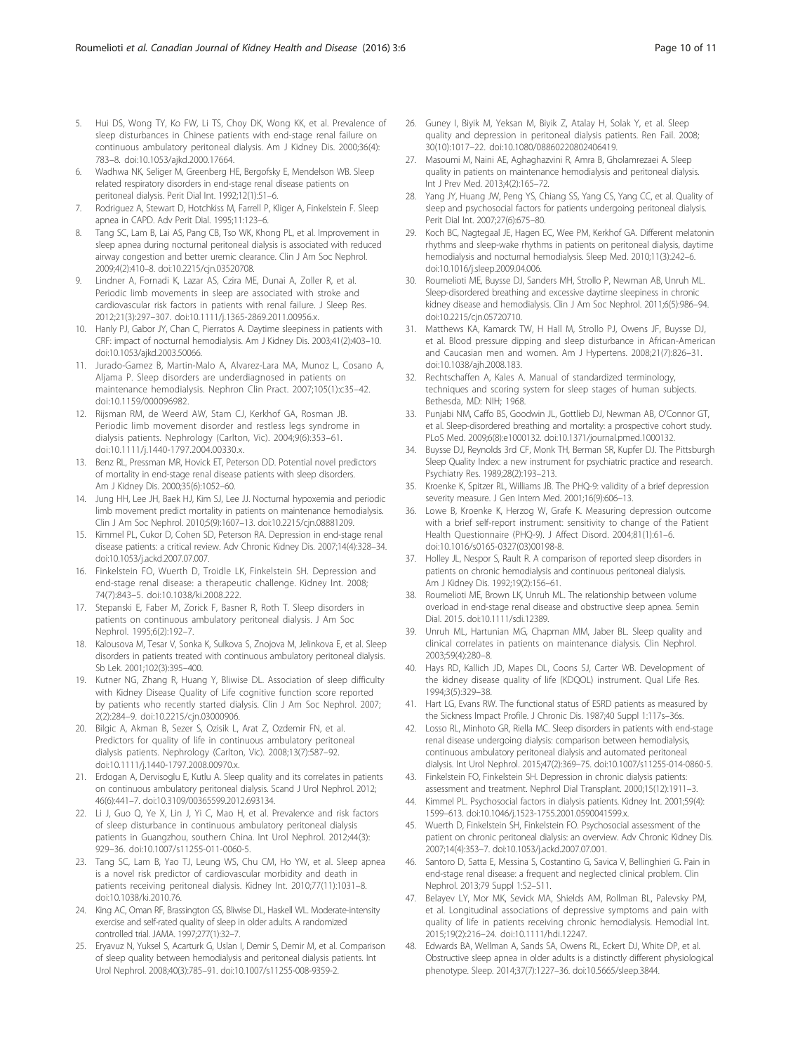5. Hui DS, Wong TY, Ko FW, Li TS, Choy DK, Wong KK, et al. Prevalence of sleep disturbances in Chinese patients with end-stage renal failure on continuous ambulatory peritoneal dialysis. Am J Kidney Dis. 2000;36(4): 783–8. doi:10.1053/ajkd.2000.17664.
6. Wadhwa NK, Seliger M, Greenberg HE, Bergofsky E, Mendelson WB. Sleep related respiratory disorders in end-stage renal disease patients on peritoneal dialysis. Perit Dial Int. 1992;12(1):51–6.
7. Rodriguez A, Stewart D, Hotchkiss M, Farrell P, Kliger A, Finkelstein F. Sleep apnea in CAPD. Adv Perit Dial. 1995;11:123–6.
8. Tang SC, Lam B, Lai AS, Pang CB, Tso WK, Khong PL, et al. Improvement in sleep apnea during nocturnal peritoneal dialysis is associated with reduced airway congestion and better uremic clearance. Clin J Am Soc Nephrol. 2009;4(2):410–8. doi:10.2215/cjn.03520708.
9. Lindner A, Fornadi K, Lazar AS, Czira ME, Dunai A, Zoller R, et al. Periodic limb movements in sleep are associated with stroke and cardiovascular risk factors in patients with renal failure. J Sleep Res. 2012;21(3):297–307. doi:10.1111/j.1365-2869.2011.00956.x.
10. Hanly PJ, Gabor JY, Chan C, Pierratos A. Daytime sleepiness in patients with CRF: impact of nocturnal hemodialysis. Am J Kidney Dis. 2003;41(2):403–10. doi:10.1053/ajkd.2003.50066.
11. Jurado-Gamez B, Martin-Malo A, Alvarez-Lara MA, Munoz L, Cosano A, Aljama P. Sleep disorders are underdiagnosed in patients on maintenance hemodialysis. Nephron Clin Pract. 2007;105(1):c35–42. doi:10.1159/000096982.
12. Rijsman RM, de Weerd AW, Stam CJ, Kerkhof GA, Rosman JB. Periodic limb movement disorder and restless legs syndrome in dialysis patients. Nephrology (Carlton, Vic). 2004;9(6):353–61. doi:10.1111/j.1440-1797.2004.00330.x.
13. Benz RL, Pressman MR, Hovick ET, Peterson DD. Potential novel predictors of mortality in end-stage renal disease patients with sleep disorders. Am J Kidney Dis. 2000;35(6):1052–60.
14. Jung HH, Lee JH, Baek HJ, Kim SJ, Lee JJ. Nocturnal hypoxemia and periodic limb movement predict mortality in patients on maintenance hemodialysis. Clin J Am Soc Nephrol. 2010;5(9):1607–13. doi:10.2215/cjn.08881209.
15. Kimmel PL, Cukor D, Cohen SD, Peterson RA. Depression in end-stage renal disease patients: a critical review. Adv Chronic Kidney Dis. 2007;14(4):328–34. doi:10.1053/j.ackd.2007.07.007.
16. Finkelstein FO, Wuerth D, Troidle LK, Finkelstein SH. Depression and end-stage renal disease: a therapeutic challenge. Kidney Int. 2008; 74(7):843–5. doi:10.1038/ki.2008.222.
17. Stepanski E, Faber M, Zorick F, Basner R, Roth T. Sleep disorders in patients on continuous ambulatory peritoneal dialysis. J Am Soc Nephrol. 1995;6(2):192–7.
18. Kalousova M, Tesar V, Sonka K, Sulkova S, Znojova M, Jelinkova E, et al. Sleep disorders in patients treated with continuous ambulatory peritoneal dialysis. Sb Lek. 2001;102(3):395–400.
19. Kutner NG, Zhang R, Huang Y, Bliwise DL. Association of sleep difficulty with Kidney Disease Quality of Life cognitive function score reported by patients who recently started dialysis. Clin J Am Soc Nephrol. 2007; 2(2):284–9. doi:10.2215/cjn.03000906.
20. Bilgic A, Akman B, Sezer S, Ozisik L, Arat Z, Ozdemir FN, et al. Predictors for quality of life in continuous ambulatory peritoneal dialysis patients. Nephrology (Carlton, Vic). 2008;13(7):587–92. doi:10.1111/j.1440-1797.2008.00970.x.
21. Erdogan A, Dervisoglu E, Kutlu A. Sleep quality and its correlates in patients on continuous ambulatory peritoneal dialysis. Scand J Urol Nephrol. 2012; 46(6):441–7. doi:10.3109/00365599.2012.693134.
22. Li J, Guo Q, Ye X, Lin J, Yi C, Mao H, et al. Prevalence and risk factors of sleep disturbance in continuous ambulatory peritoneal dialysis patients in Guangzhou, southern China. Int Urol Nephrol. 2012;44(3): 929–36. doi:10.1007/s11255-011-0060-5.
23. Tang SC, Lam B, Yao TJ, Leung WS, Chu CM, Ho YW, et al. Sleep apnea is a novel risk predictor of cardiovascular morbidity and death in patients receiving peritoneal dialysis. Kidney Int. 2010;77(11):1031–8. doi:10.1038/ki.2010.76.
24. King AC, Oman RF, Brassington GS, Bliwise DL, Haskell WL. Moderate-intensity exercise and self-rated quality of sleep in older adults. A randomized controlled trial. JAMA. 1997;277(1):32–7.
25. Eryavuz N, Yuksel S, Acarturk G, Uslan I, Demir S, Demir M, et al. Comparison of sleep quality between hemodialysis and peritoneal dialysis patients. Int Urol Nephrol. 2008;40(3):785–91. doi:10.1007/s11255-008-9359-2.
26. Guney I, Biyik M, Yeksan M, Biyik Z, Atalay H, Solak Y, et al. Sleep quality and depression in peritoneal dialysis patients. Ren Fail. 2008; 30(10):1017–22. doi:10.1080/08860220802406419.
27. Masoumi M, Naini AE, Aghaghazvini R, Amra B, Gholamrezaei A. Sleep quality in patients on maintenance hemodialysis and peritoneal dialysis. Int J Prev Med. 2013;4(2):165–72.
28. Yang JY, Huang JW, Peng YS, Chiang SS, Yang CS, Yang CC, et al. Quality of sleep and psychosocial factors for patients undergoing peritoneal dialysis. Perit Dial Int. 2007;27(6):675–80.
29. Koch BC, Nagtegaal JE, Hagen EC, Wee PM, Kerkhof GA. Different melatonin rhythms and sleep-wake rhythms in patients on peritoneal dialysis, daytime hemodialysis and nocturnal hemodialysis. Sleep Med. 2010;11(3):242–6. doi:10.1016/j.sleep.2009.04.006.
30. Roumelioti ME, Buysse DJ, Sanders MH, Strollo P, Newman AB, Unruh ML. Sleep-disordered breathing and excessive daytime sleepiness in chronic kidney disease and hemodialysis. Clin J Am Soc Nephrol. 2011;6(5):986–94. doi:10.2215/cjn.05720710.
31. Matthews KA, Kamarck TW, H Hall M, Strollo PJ, Owens JF, Buysse DJ, et al. Blood pressure dipping and sleep disturbance in African-American and Caucasian men and women. Am J Hypertens. 2008;21(7):826–31. doi:10.1038/ajh.2008.183.
32. Rechtschaffen A, Kales A. Manual of standardized terminology, techniques and scoring system for sleep stages of human subjects. Bethesda, MD: NIH; 1968.
33. Punjabi NM, Caffo BS, Goodwin JL, Gottlieb DJ, Newman AB, O'Connor GT, et al. Sleep-disordered breathing and mortality: a prospective cohort study. PLoS Med. 2009;6(8):e1000132. doi:10.1371/journal.pmed.1000132.
34. Buysse DJ, Reynolds 3rd CF, Monk TH, Berman SR, Kupfer DJ. The Pittsburgh Sleep Quality Index: a new instrument for psychiatric practice and research. Psychiatry Res. 1989;28(2):193–213.
35. Kroenke K, Spitzer RL, Williams JB. The PHQ-9: validity of a brief depression severity measure. J Gen Intern Med. 2001;16(9):606–13.
36. Lowe B, Kroenke K, Herzog W, Grafe K. Measuring depression outcome with a brief self-report instrument: sensitivity to change of the Patient Health Questionnaire (PHQ-9). J Affect Disord. 2004;81(1):61–6. doi:10.1016/s0165-0327(03)00198-8.
37. Holley JL, Nespor S, Rault R. A comparison of reported sleep disorders in patients on chronic hemodialysis and continuous peritoneal dialysis. Am J Kidney Dis. 1992;19(2):156–61.
38. Roumelioti ME, Brown LK, Unruh ML. The relationship between volume overload in end-stage renal disease and obstructive sleep apnea. Semin Dial. 2015. doi:10.1111/sdi.12389.
39. Unruh ML, Hartunian MG, Chapman MM, Jaber BL. Sleep quality and clinical correlates in patients on maintenance dialysis. Clin Nephrol. 2003;59(4):280–8.
40. Hays RD, Kallich JD, Mapes DL, Coons SJ, Carter WB. Development of the kidney disease quality of life (KDQOL) instrument. Qual Life Res. 1994;3(5):329–38.
41. Hart LG, Evans RW. The functional status of ESRD patients as measured by the Sickness Impact Profile. J Chronic Dis. 1987;40 Suppl 1:117s–36s.
42. Losso RL, Minhoto GR, Riella MC. Sleep disorders in patients with end-stage renal disease undergoing dialysis: comparison between hemodialysis, continuous ambulatory peritoneal dialysis and automated peritoneal dialysis. Int Urol Nephrol. 2015;47(2):369–75. doi:10.1007/s11255-014-0860-5.
43. Finkelstein FO, Finkelstein SH. Depression in chronic dialysis patients: assessment and treatment. Nephrol Dial Transplant. 2000;15(12):1911–3.
44. Kimmel PL. Psychosocial factors in dialysis patients. Kidney Int. 2001;59(4): 1599–613. doi:10.1046/j.1523-1755.2001.0590041599.x.
45. Wuerth D, Finkelstein SH, Finkelstein FO. Psychosocial assessment of the patient on chronic peritoneal dialysis: an overview. Adv Chronic Kidney Dis. 2007;14(4):353–7. doi:10.1053/j.ackd.2007.07.001.
46. Santoro D, Satta E, Messina S, Costantino G, Savica V, Bellinghieri G. Pain in end-stage renal disease: a frequent and neglected clinical problem. Clin Nephrol. 2013;79 Suppl 1:S2–S11.
47. Belayev LY, Mor MK, Sevick MA, Shields AM, Rollman BL, Palevsky PM, et al. Longitudinal associations of depressive symptoms and pain with quality of life in patients receiving chronic hemodialysis. Hemodial Int. 2015;19(2):216–24. doi:10.1111/hdi.12247.
48. Edwards BA, Wellman A, Sands SA, Owens RL, Eckert DJ, White DP, et al. Obstructive sleep apnea in older adults is a distinctly different physiological phenotype. Sleep. 2014;37(7):1227–36. doi:10.5665/sleep.3844.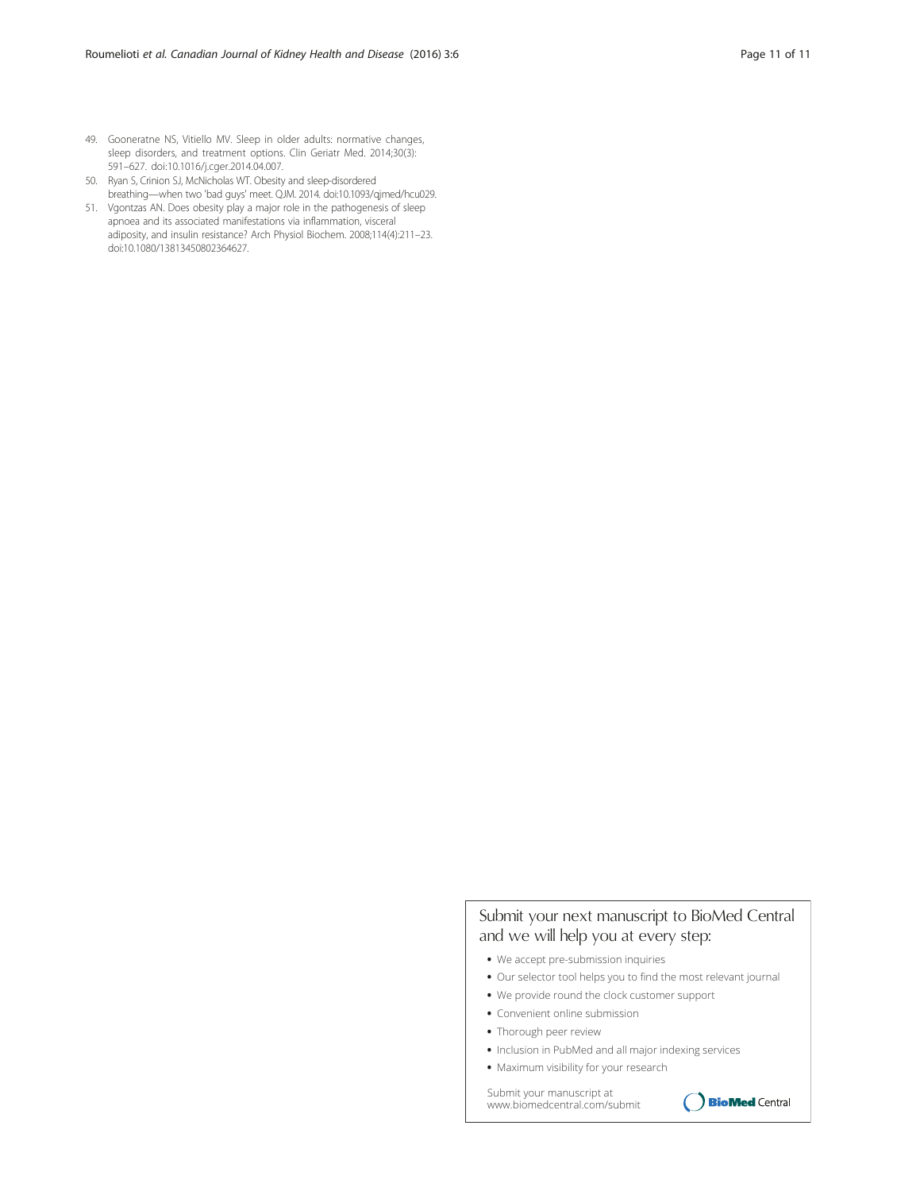49. Gooneratne NS, Vitiello MV. Sleep in older adults: normative changes, sleep disorders, and treatment options. Clin Geriatr Med. 2014;30(3): 591–627. doi:10.1016/j.cger.2014.04.007.
50. Ryan S, Crinion SJ, McNicholas WT. Obesity and sleep-disordered breathing—when two 'bad guys' meet. QJM. 2014. doi:10.1093/qjmed/hcu029.
51. Vgontzas AN. Does obesity play a major role in the pathogenesis of sleep apnoea and its associated manifestations via inflammation, visceral adiposity, and insulin resistance? Arch Physiol Biochem. 2008;114(4):211–23. doi:10.1080/13813450802364627.

Submit your next manuscript to BioMed Central and we will help you at every step:

- We accept pre-submission inquiries
- Our selector tool helps you to find the most relevant journal
- We provide round the clock customer support
- Convenient online submission
- Thorough peer review
- Inclusion in PubMed and all major indexing services
- Maximum visibility for your research

Submit your manuscript at www.biomedcentral.com/submit

BioMed Central